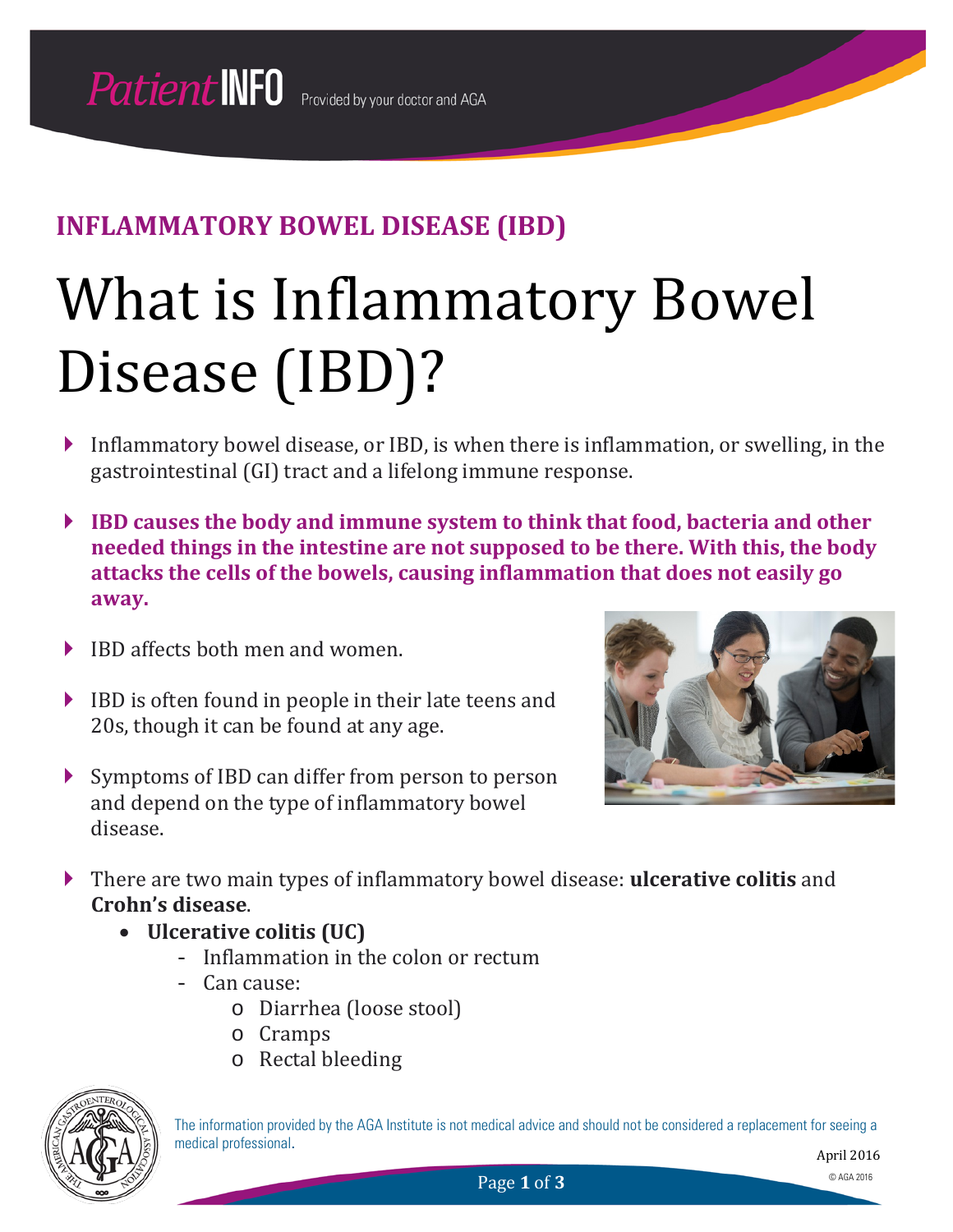## INFLAMMATORY BOWEL DISEASE (IBD)

# What is Inflammatory Bowel Disease (IBD)?

- Inflammatory bowel disease, or IBD, is when there is inflammation, or swelling, in the gastrointestinal (GI) tract and a lifelong immune response.
- **IBD causes the body and immune system to think that food, bacteria and other needed things in the intestine are not supposed to be there. With this, the body attacks the cells of the bowels, causing inflammation that does not easily go away.**
- IBD affects both men and women.
- IBD is often found in people in their late teens and 20s, though it can be found at any age.
- Symptoms of IBD can differ from person to person and depend on the type of inflammatory bowel disease.
- There are two main types of inflammatory bowel disease: **ulcerative colitis** and **Crohn's disease**.
  - **Ulcerative colitis (UC)**
    - Inflammation in the colon or rectum
    - Can cause:
      - Diarrhea (loose stool)
      - Cramps
      - Rectal bleeding

The information provided by the AGA Institute is not medical advice and should not be considered a replacement for seeing a medical professional.

April 2016

© AGA 2016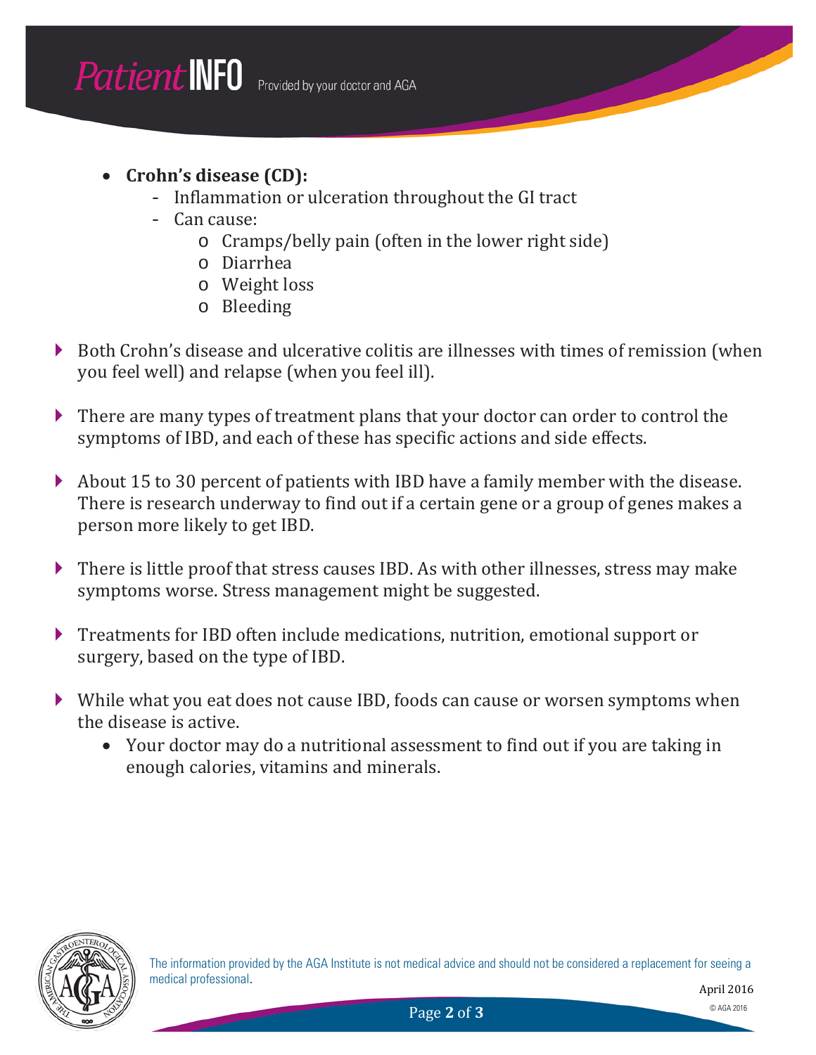- **Crohn's disease (CD):**
  - Inflammation or ulceration throughout the GI tract
  - Can cause:
    - Cramps/belly pain (often in the lower right side)
    - Diarrhea
    - Weight loss
    - Bleeding

- Both Crohn's disease and ulcerative colitis are illnesses with times of remission (when you feel well) and relapse (when you feel ill).

- There are many types of treatment plans that your doctor can order to control the symptoms of IBD, and each of these has specific actions and side effects.

- About 15 to 30 percent of patients with IBD have a family member with the disease. There is research underway to find out if a certain gene or a group of genes makes a person more likely to get IBD.

- There is little proof that stress causes IBD. As with other illnesses, stress may make symptoms worse. Stress management might be suggested.

- Treatments for IBD often include medications, nutrition, emotional support or surgery, based on the type of IBD.

- While what you eat does not cause IBD, foods can cause or worsen symptoms when the disease is active.
  - Your doctor may do a nutritional assessment to find out if you are taking in enough calories, vitamins and minerals.

The information provided by the AGA Institute is not medical advice and should not be considered a replacement for seeing a medical professional.

April 2016

© AGA 2016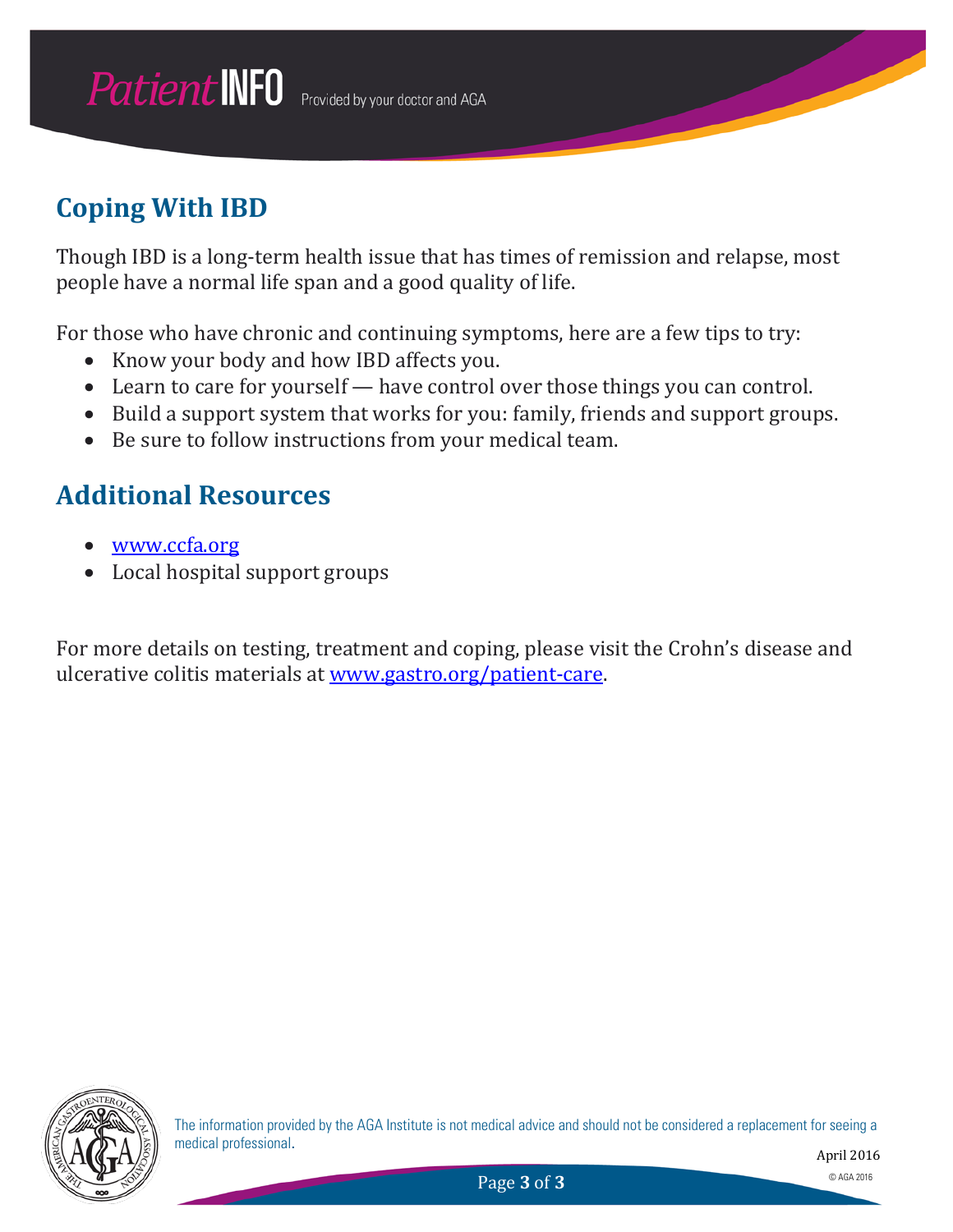## Coping With IBD

Though IBD is a long-term health issue that has times of remission and relapse, most people have a normal life span and a good quality of life.

For those who have chronic and continuing symptoms, here are a few tips to try:

- Know your body and how IBD affects you.
- Learn to care for yourself — have control over those things you can control.
- Build a support system that works for you: family, friends and support groups.
- Be sure to follow instructions from your medical team.

## Additional Resources

- [www.ccfa.org](http://www.ccfa.org)
- Local hospital support groups

For more details on testing, treatment and coping, please visit the Crohn's disease and ulcerative colitis materials at [www.gastro.org/patient-care](http://www.gastro.org/patient-care).

The information provided by the AGA Institute is not medical advice and should not be considered a replacement for seeing a medical professional.

April 2016

© AGA 2016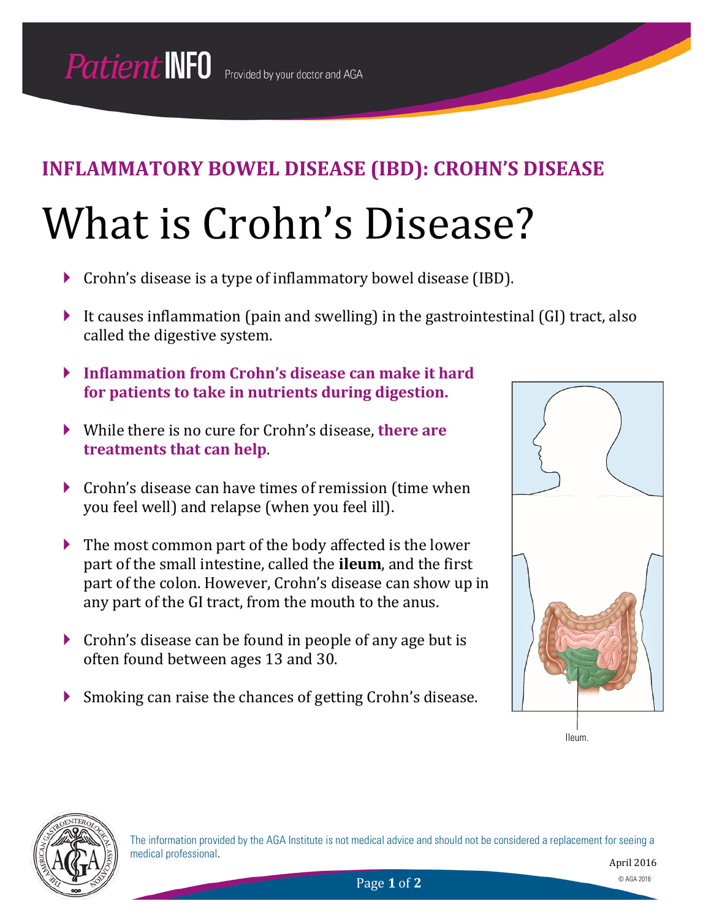## INFLAMMATORY BOWEL DISEASE (IBD): CROHN'S DISEASE

# What is Crohn's Disease?

- Crohn's disease is a type of inflammatory bowel disease (IBD).
- It causes inflammation (pain and swelling) in the gastrointestinal (GI) tract, also called the digestive system.
- **Inflammation from Crohn's disease can make it hard for patients to take in nutrients during digestion.**
- While there is no cure for Crohn's disease, **there are treatments that can help**.
- Crohn's disease can have times of remission (time when you feel well) and relapse (when you feel ill).
- The most common part of the body affected is the lower part of the small intestine, called the **ileum**, and the first part of the colon. However, Crohn's disease can show up in any part of the GI tract, from the mouth to the anus.
- Crohn's disease can be found in people of any age but is often found between ages 13 and 30.
- Smoking can raise the chances of getting Crohn's disease.

Ileum.

The information provided by the AGA Institute is not medical advice and should not be considered a replacement for seeing a medical professional.

April 2016

© AGA 2016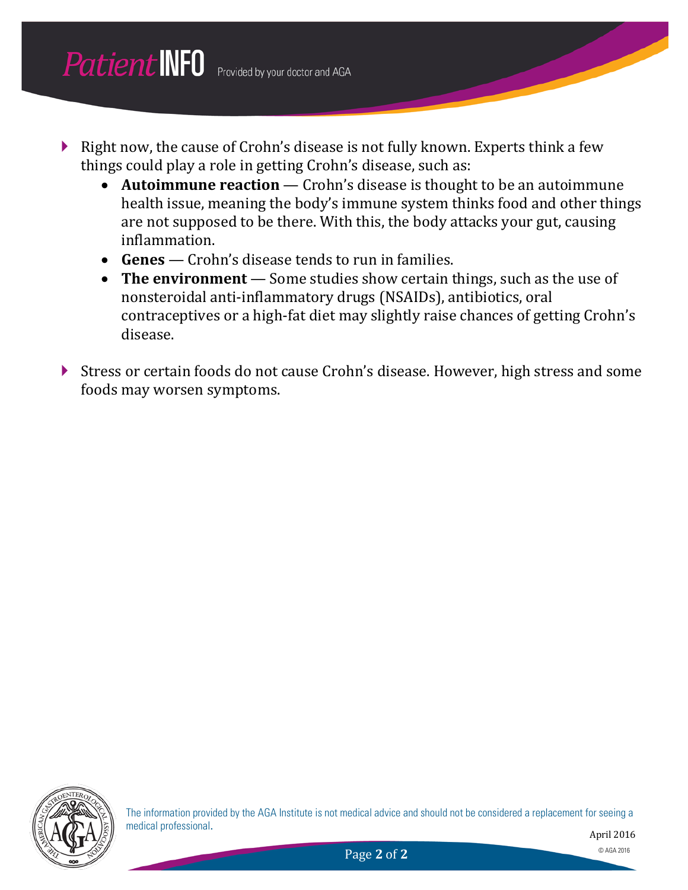- Right now, the cause of Crohn's disease is not fully known. Experts think a few things could play a role in getting Crohn's disease, such as:
  - **Autoimmune reaction** — Crohn's disease is thought to be an autoimmune health issue, meaning the body's immune system thinks food and other things are not supposed to be there. With this, the body attacks your gut, causing inflammation.
  - **Genes** — Crohn's disease tends to run in families.
  - **The environment** — Some studies show certain things, such as the use of nonsteroidal anti-inflammatory drugs (NSAIDs), antibiotics, oral contraceptives or a high-fat diet may slightly raise chances of getting Crohn's disease.

- Stress or certain foods do not cause Crohn's disease. However, high stress and some foods may worsen symptoms.

The information provided by the AGA Institute is not medical advice and should not be considered a replacement for seeing a medical professional.

April 2016

© AGA 2016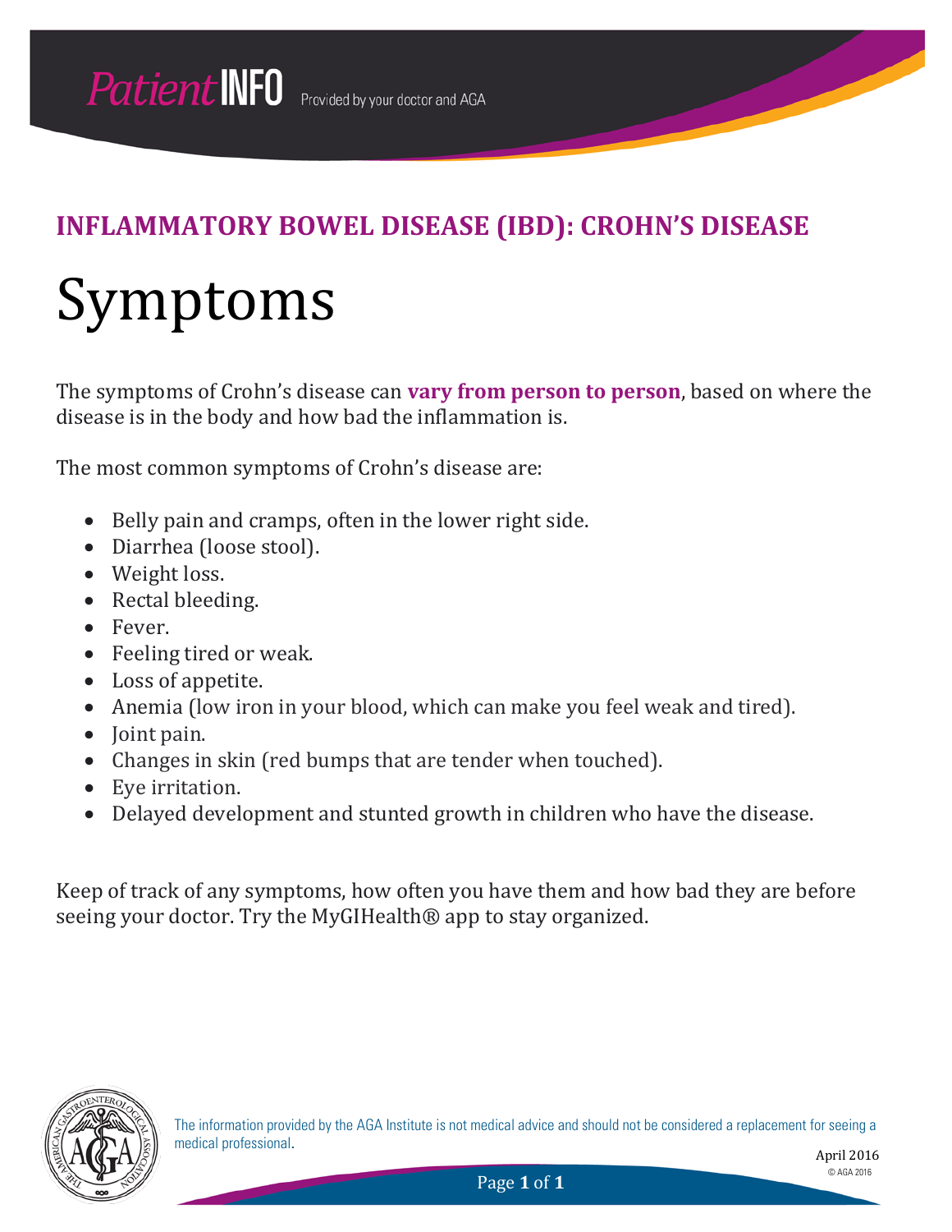PatientINFO Provided by your doctor and AGA

## INFLAMMATORY BOWEL DISEASE (IBD): CROHN'S DISEASE

# Symptoms

The symptoms of Crohn's disease can **vary from person to person**, based on where the disease is in the body and how bad the inflammation is.

The most common symptoms of Crohn's disease are:

- Belly pain and cramps, often in the lower right side.
- Diarrhea (loose stool).
- Weight loss.
- Rectal bleeding.
- Fever.
- Feeling tired or weak.
- Loss of appetite.
- Anemia (low iron in your blood, which can make you feel weak and tired).
- Joint pain.
- Changes in skin (red bumps that are tender when touched).
- Eye irritation.
- Delayed development and stunted growth in children who have the disease.

Keep of track of any symptoms, how often you have them and how bad they are before seeing your doctor. Try the MyGIHealth® app to stay organized.

The information provided by the AGA Institute is not medical advice and should not be considered a replacement for seeing a medical professional.

April 2016

© AGA 2016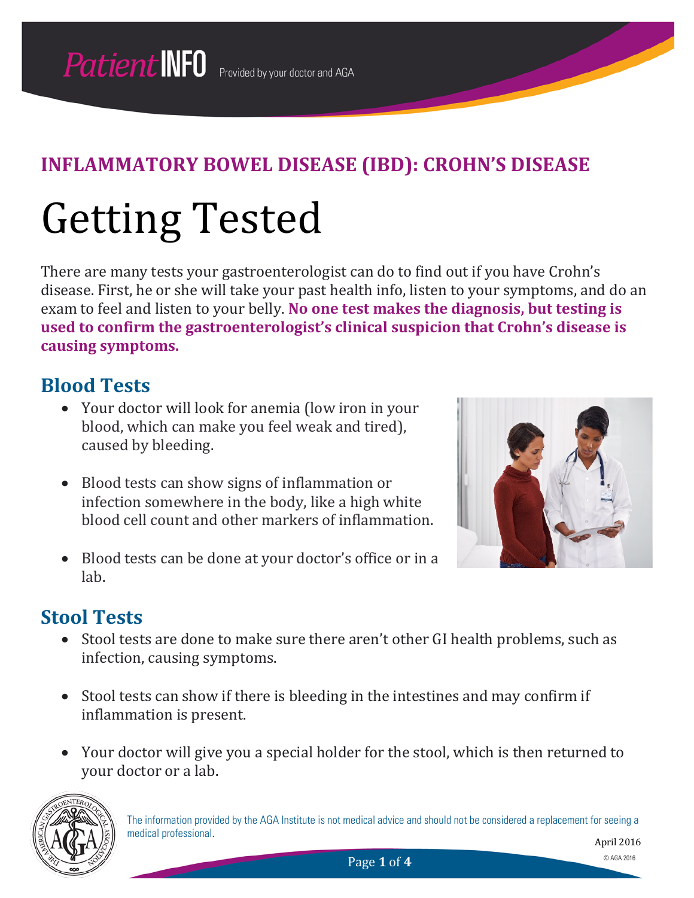## INFLAMMATORY BOWEL DISEASE (IBD): CROHN'S DISEASE

# Getting Tested

There are many tests your gastroenterologist can do to find out if you have Crohn's disease. First, he or she will take your past health info, listen to your symptoms, and do an exam to feel and listen to your belly. **No one test makes the diagnosis, but testing is used to confirm the gastroenterologist's clinical suspicion that Crohn's disease is causing symptoms.**

## Blood Tests

- Your doctor will look for anemia (low iron in your blood, which can make you feel weak and tired), caused by bleeding.
- Blood tests can show signs of inflammation or infection somewhere in the body, like a high white blood cell count and other markers of inflammation.
- Blood tests can be done at your doctor's office or in a lab.

## Stool Tests

- Stool tests are done to make sure there aren't other GI health problems, such as infection, causing symptoms.
- Stool tests can show if there is bleeding in the intestines and may confirm if inflammation is present.
- Your doctor will give you a special holder for the stool, which is then returned to your doctor or a lab.

The information provided by the AGA Institute is not medical advice and should not be considered a replacement for seeing a medical professional.

April 2016

© AGA 2016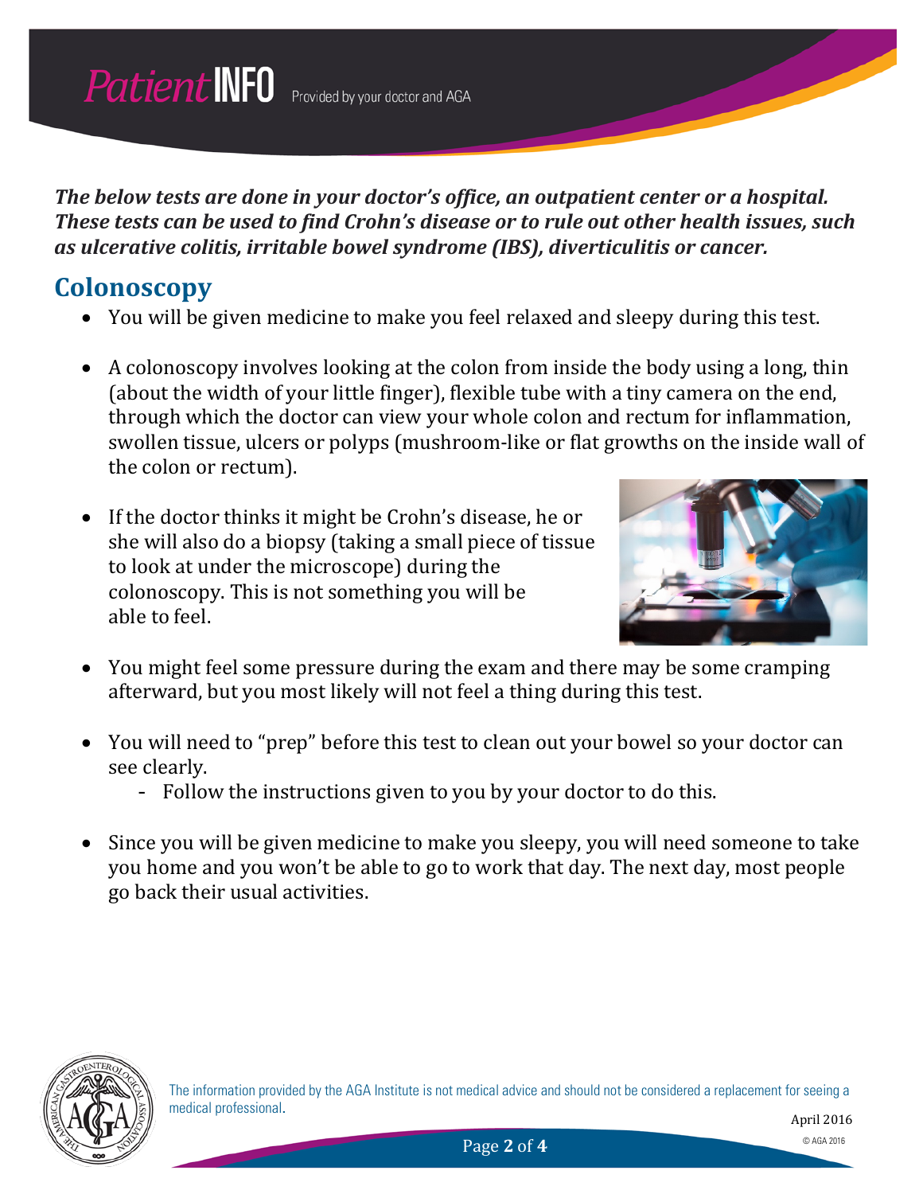***The below tests are done in your doctor's office, an outpatient center or a hospital. These tests can be used to find Crohn's disease or to rule out other health issues, such as ulcerative colitis, irritable bowel syndrome (IBS), diverticulitis or cancer.***

## Colonoscopy

- You will be given medicine to make you feel relaxed and sleepy during this test.
- A colonoscopy involves looking at the colon from inside the body using a long, thin (about the width of your little finger), flexible tube with a tiny camera on the end, through which the doctor can view your whole colon and rectum for inflammation, swollen tissue, ulcers or polyps (mushroom-like or flat growths on the inside wall of the colon or rectum).
- If the doctor thinks it might be Crohn's disease, he or she will also do a biopsy (taking a small piece of tissue to look at under the microscope) during the colonoscopy. This is not something you will be able to feel.
- You might feel some pressure during the exam and there may be some cramping afterward, but you most likely will not feel a thing during this test.
- You will need to "prep" before this test to clean out your bowel so your doctor can see clearly.
  - Follow the instructions given to you by your doctor to do this.
- Since you will be given medicine to make you sleepy, you will need someone to take you home and you won't be able to go to work that day. The next day, most people go back their usual activities.

The information provided by the AGA Institute is not medical advice and should not be considered a replacement for seeing a medical professional.

April 2016

© AGA 2016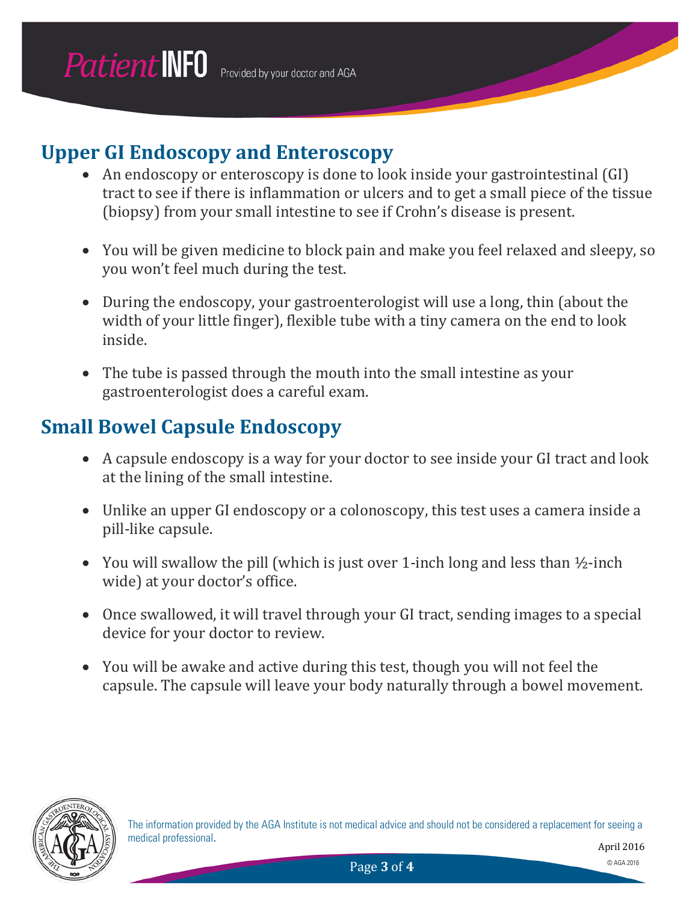## Upper GI Endoscopy and Enteroscopy

- An endoscopy or enteroscopy is done to look inside your gastrointestinal (GI) tract to see if there is inflammation or ulcers and to get a small piece of the tissue (biopsy) from your small intestine to see if Crohn's disease is present.

- You will be given medicine to block pain and make you feel relaxed and sleepy, so you won't feel much during the test.

- During the endoscopy, your gastroenterologist will use a long, thin (about the width of your little finger), flexible tube with a tiny camera on the end to look inside.

- The tube is passed through the mouth into the small intestine as your gastroenterologist does a careful exam.

## Small Bowel Capsule Endoscopy

- A capsule endoscopy is a way for your doctor to see inside your GI tract and look at the lining of the small intestine.

- Unlike an upper GI endoscopy or a colonoscopy, this test uses a camera inside a pill-like capsule.

- You will swallow the pill (which is just over 1-inch long and less than ½-inch wide) at your doctor's office.

- Once swallowed, it will travel through your GI tract, sending images to a special device for your doctor to review.

- You will be awake and active during this test, though you will not feel the capsule. The capsule will leave your body naturally through a bowel movement.

The information provided by the AGA Institute is not medical advice and should not be considered a replacement for seeing a medical professional.

April 2016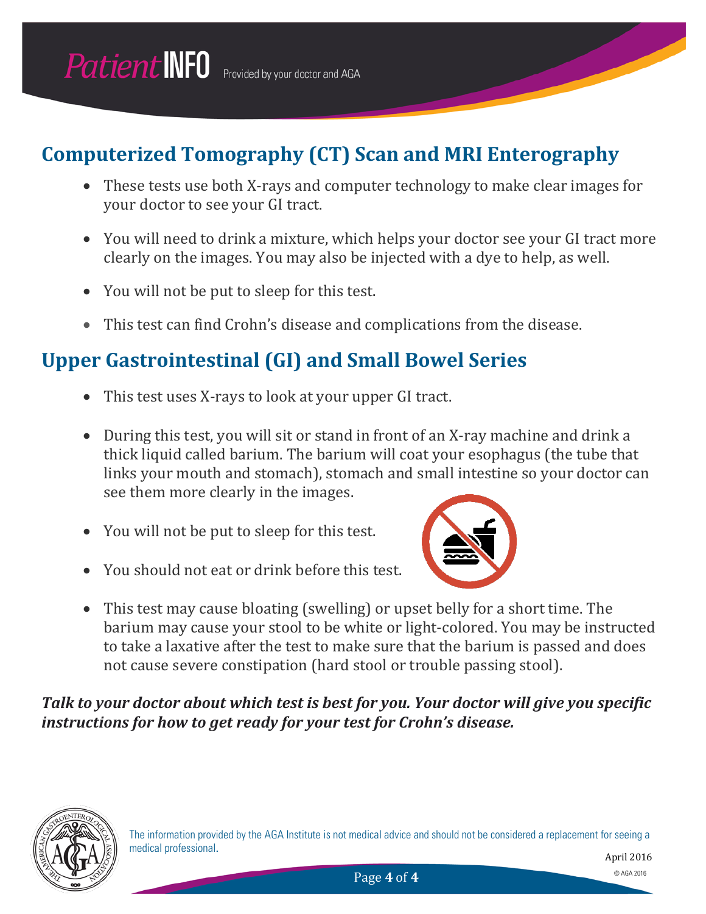## Computerized Tomography (CT) Scan and MRI Enterography

- These tests use both X-rays and computer technology to make clear images for your doctor to see your GI tract.
- You will need to drink a mixture, which helps your doctor see your GI tract more clearly on the images. You may also be injected with a dye to help, as well.
- You will not be put to sleep for this test.
- This test can find Crohn's disease and complications from the disease.

## Upper Gastrointestinal (GI) and Small Bowel Series

- This test uses X-rays to look at your upper GI tract.
- During this test, you will sit or stand in front of an X-ray machine and drink a thick liquid called barium. The barium will coat your esophagus (the tube that links your mouth and stomach), stomach and small intestine so your doctor can see them more clearly in the images.
- You will not be put to sleep for this test.
- You should not eat or drink before this test.
- This test may cause bloating (swelling) or upset belly for a short time. The barium may cause your stool to be white or light-colored. You may be instructed to take a laxative after the test to make sure that the barium is passed and does not cause severe constipation (hard stool or trouble passing stool).

***Talk to your doctor about which test is best for you. Your doctor will give you specific instructions for how to get ready for your test for Crohn's disease.***

The information provided by the AGA Institute is not medical advice and should not be considered a replacement for seeing a medical professional.

April 2016

© AGA 2016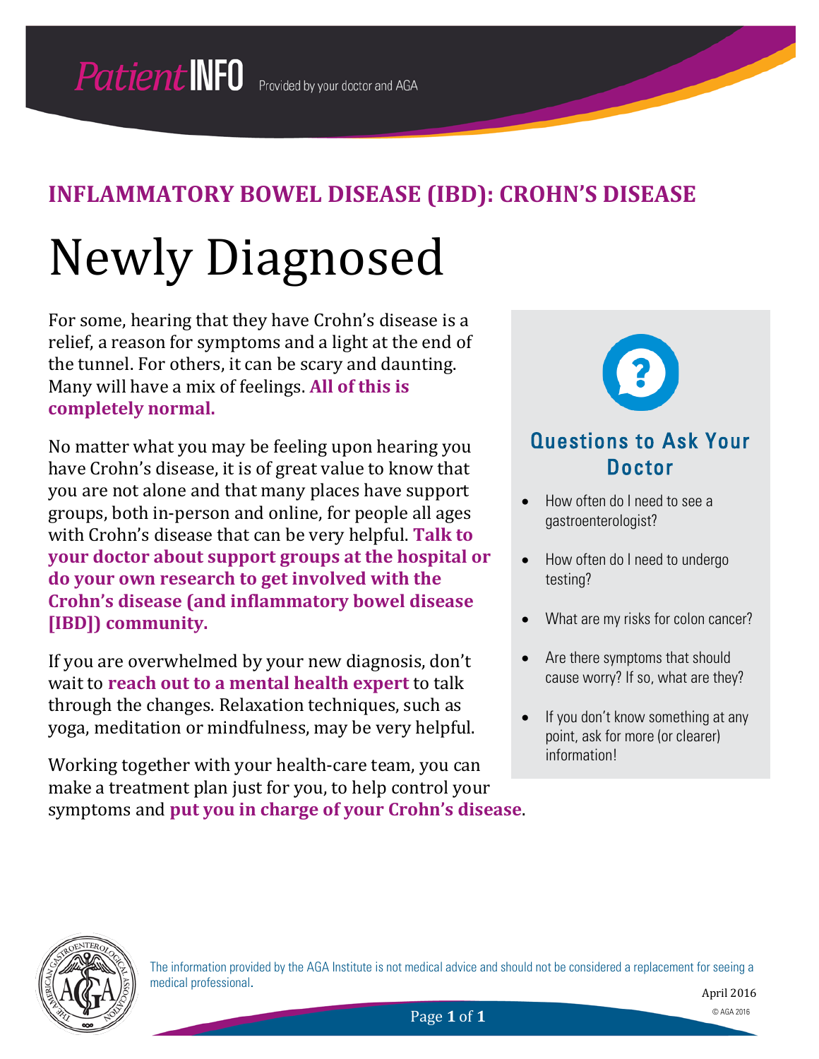PatientINFO Provided by your doctor and AGA

## INFLAMMATORY BOWEL DISEASE (IBD): CROHN'S DISEASE

# Newly Diagnosed

For some, hearing that they have Crohn's disease is a relief, a reason for symptoms and a light at the end of the tunnel. For others, it can be scary and daunting. Many will have a mix of feelings. **All of this is completely normal.**

No matter what you may be feeling upon hearing you have Crohn's disease, it is of great value to know that you are not alone and that many places have support groups, both in-person and online, for people all ages with Crohn's disease that can be very helpful. **Talk to your doctor about support groups at the hospital or do your own research to get involved with the Crohn's disease (and inflammatory bowel disease [IBD]) community.**

If you are overwhelmed by your new diagnosis, don't wait to **reach out to a mental health expert** to talk through the changes. Relaxation techniques, such as yoga, meditation or mindfulness, may be very helpful.

Working together with your health-care team, you can make a treatment plan just for you, to help control your symptoms and **put you in charge of your Crohn's disease**.

### Questions to Ask Your Doctor

- How often do I need to see a gastroenterologist?
- How often do I need to undergo testing?
- What are my risks for colon cancer?
- Are there symptoms that should cause worry? If so, what are they?
- If you don't know something at any point, ask for more (or clearer) information!

The information provided by the AGA Institute is not medical advice and should not be considered a replacement for seeing a medical professional.

April 2016

© AGA 2016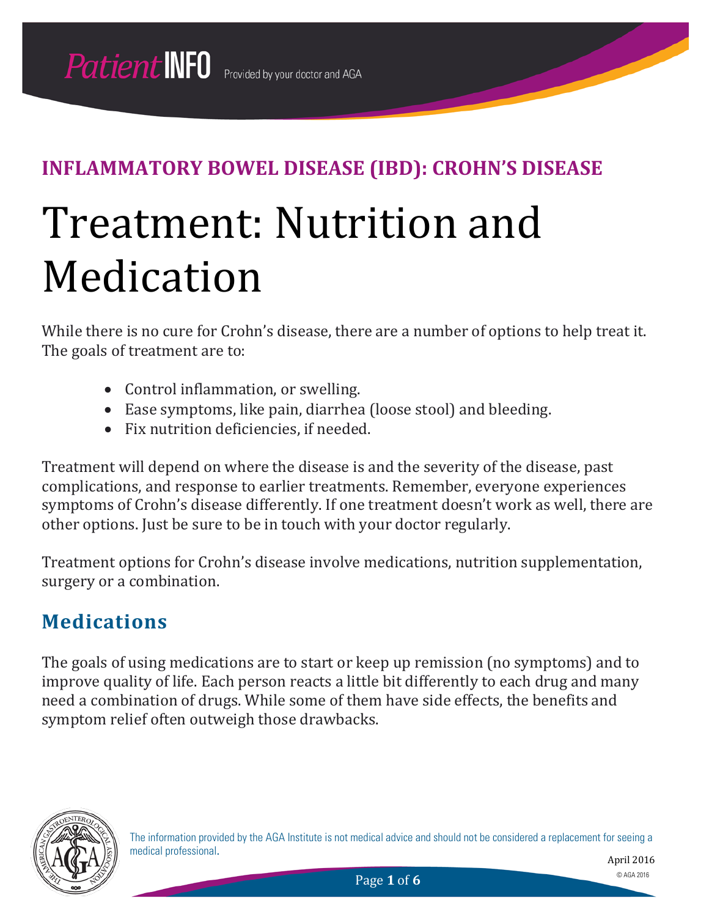## INFLAMMATORY BOWEL DISEASE (IBD): CROHN'S DISEASE

# Treatment: Nutrition and Medication

While there is no cure for Crohn's disease, there are a number of options to help treat it. The goals of treatment are to:

- Control inflammation, or swelling.
- Ease symptoms, like pain, diarrhea (loose stool) and bleeding.
- Fix nutrition deficiencies, if needed.

Treatment will depend on where the disease is and the severity of the disease, past complications, and response to earlier treatments. Remember, everyone experiences symptoms of Crohn's disease differently. If one treatment doesn't work as well, there are other options. Just be sure to be in touch with your doctor regularly.

Treatment options for Crohn's disease involve medications, nutrition supplementation, surgery or a combination.

## Medications

The goals of using medications are to start or keep up remission (no symptoms) and to improve quality of life. Each person reacts a little bit differently to each drug and many need a combination of drugs. While some of them have side effects, the benefits and symptom relief often outweigh those drawbacks.

The information provided by the AGA Institute is not medical advice and should not be considered a replacement for seeing a medical professional.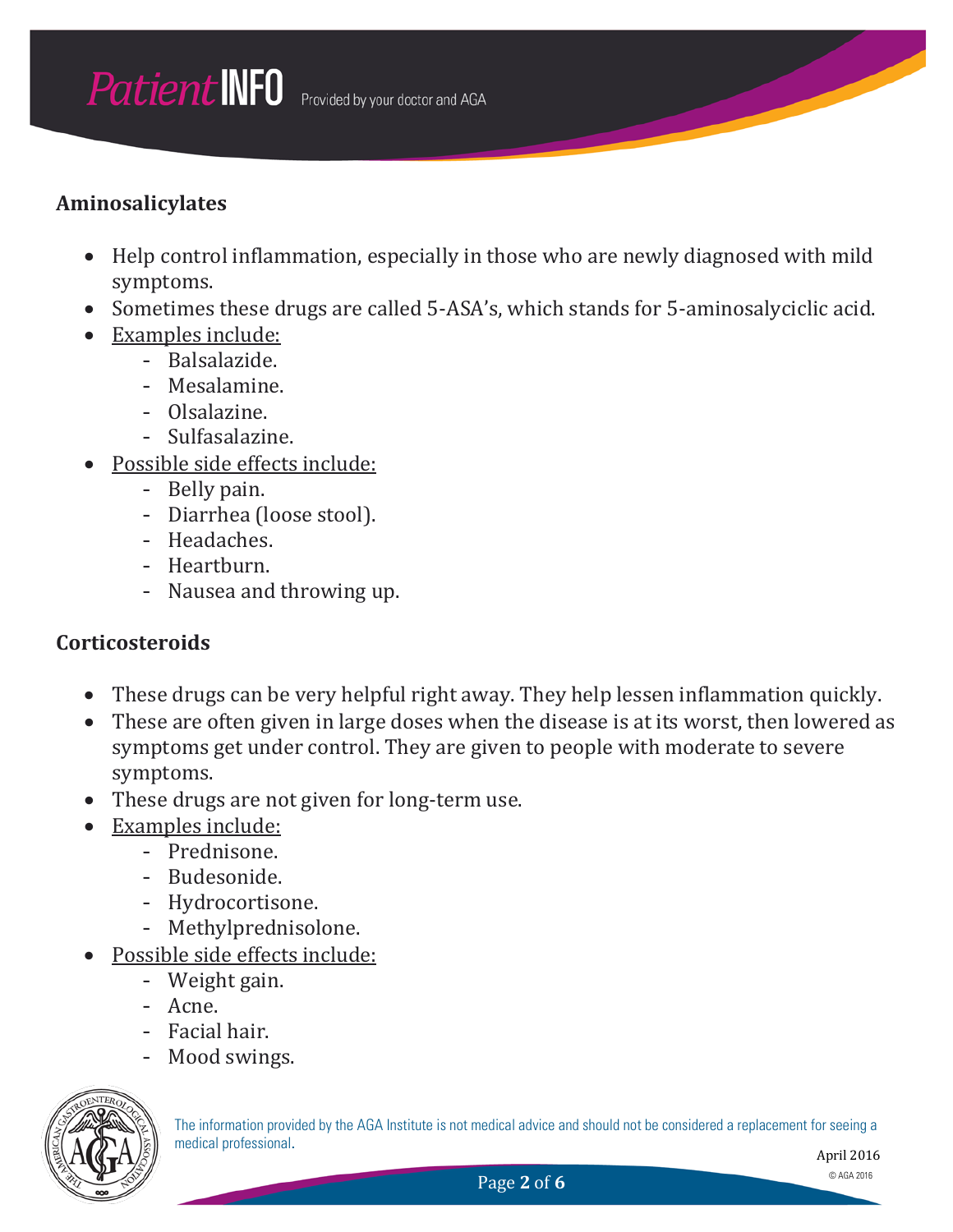## Aminosalicylates

- Help control inflammation, especially in those who are newly diagnosed with mild symptoms.
- Sometimes these drugs are called 5-ASA's, which stands for 5-aminosalyciclic acid.
- Examples include:
  - Balsalazide.
  - Mesalamine.
  - Olsalazine.
  - Sulfasalazine.
- Possible side effects include:
  - Belly pain.
  - Diarrhea (loose stool).
  - Headaches.
  - Heartburn.
  - Nausea and throwing up.

## Corticosteroids

- These drugs can be very helpful right away. They help lessen inflammation quickly.
- These are often given in large doses when the disease is at its worst, then lowered as symptoms get under control. They are given to people with moderate to severe symptoms.
- These drugs are not given for long-term use.
- Examples include:
  - Prednisone.
  - Budesonide.
  - Hydrocortisone.
  - Methylprednisolone.
- Possible side effects include:
  - Weight gain.
  - Acne.
  - Facial hair.
  - Mood swings.

The information provided by the AGA Institute is not medical advice and should not be considered a replacement for seeing a medical professional.

April 2016

© AGA 2016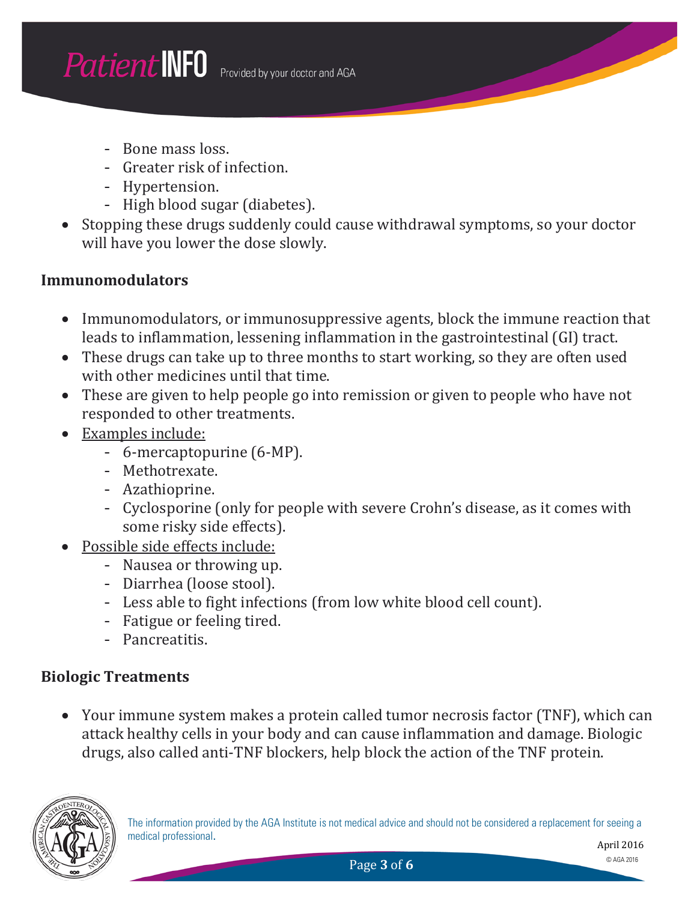- Bone mass loss.
  - Greater risk of infection.
  - Hypertension.
  - High blood sugar (diabetes).
- Stopping these drugs suddenly could cause withdrawal symptoms, so your doctor will have you lower the dose slowly.

**Immunomodulators**

- Immunomodulators, or immunosuppressive agents, block the immune reaction that leads to inflammation, lessening inflammation in the gastrointestinal (GI) tract.
- These drugs can take up to three months to start working, so they are often used with other medicines until that time.
- These are given to help people go into remission or given to people who have not responded to other treatments.
- Examples include:
  - 6-mercaptopurine (6-MP).
  - Methotrexate.
  - Azathioprine.
  - Cyclosporine (only for people with severe Crohn's disease, as it comes with some risky side effects).
- Possible side effects include:
  - Nausea or throwing up.
  - Diarrhea (loose stool).
  - Less able to fight infections (from low white blood cell count).
  - Fatigue or feeling tired.
  - Pancreatitis.

**Biologic Treatments**

- Your immune system makes a protein called tumor necrosis factor (TNF), which can attack healthy cells in your body and can cause inflammation and damage. Biologic drugs, also called anti-TNF blockers, help block the action of the TNF protein.

The information provided by the AGA Institute is not medical advice and should not be considered a replacement for seeing a medical professional.

April 2016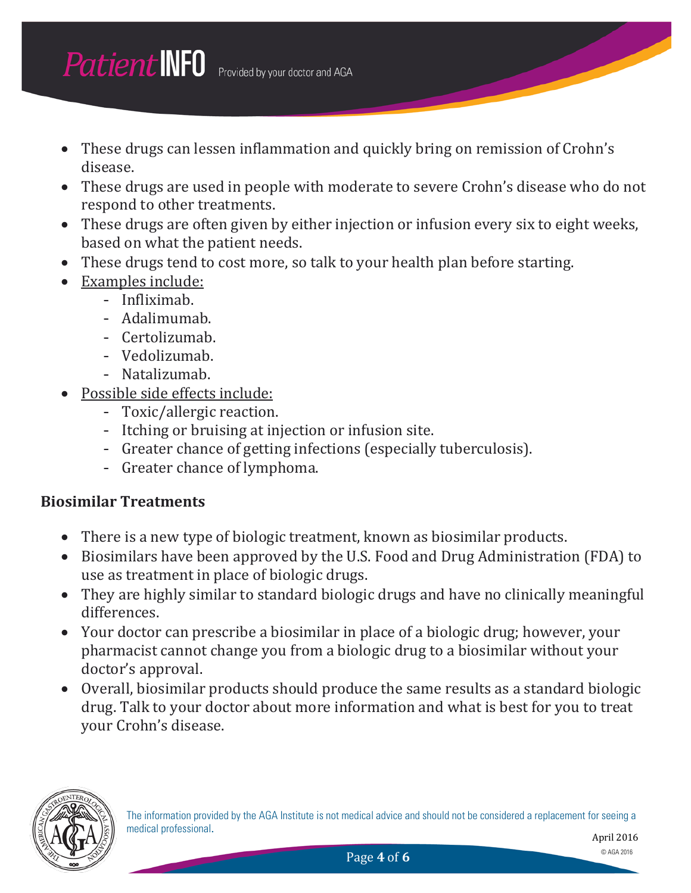- These drugs can lessen inflammation and quickly bring on remission of Crohn's disease.
- These drugs are used in people with moderate to severe Crohn's disease who do not respond to other treatments.
- These drugs are often given by either injection or infusion every six to eight weeks, based on what the patient needs.
- These drugs tend to cost more, so talk to your health plan before starting.
- Examples include:
  - Infliximab.
  - Adalimumab.
  - Certolizumab.
  - Vedolizumab.
  - Natalizumab.
- Possible side effects include:
  - Toxic/allergic reaction.
  - Itching or bruising at injection or infusion site.
  - Greater chance of getting infections (especially tuberculosis).
  - Greater chance of lymphoma.

**Biosimilar Treatments**

- There is a new type of biologic treatment, known as biosimilar products.
- Biosimilars have been approved by the U.S. Food and Drug Administration (FDA) to use as treatment in place of biologic drugs.
- They are highly similar to standard biologic drugs and have no clinically meaningful differences.
- Your doctor can prescribe a biosimilar in place of a biologic drug; however, your pharmacist cannot change you from a biologic drug to a biosimilar without your doctor's approval.
- Overall, biosimilar products should produce the same results as a standard biologic drug. Talk to your doctor about more information and what is best for you to treat your Crohn's disease.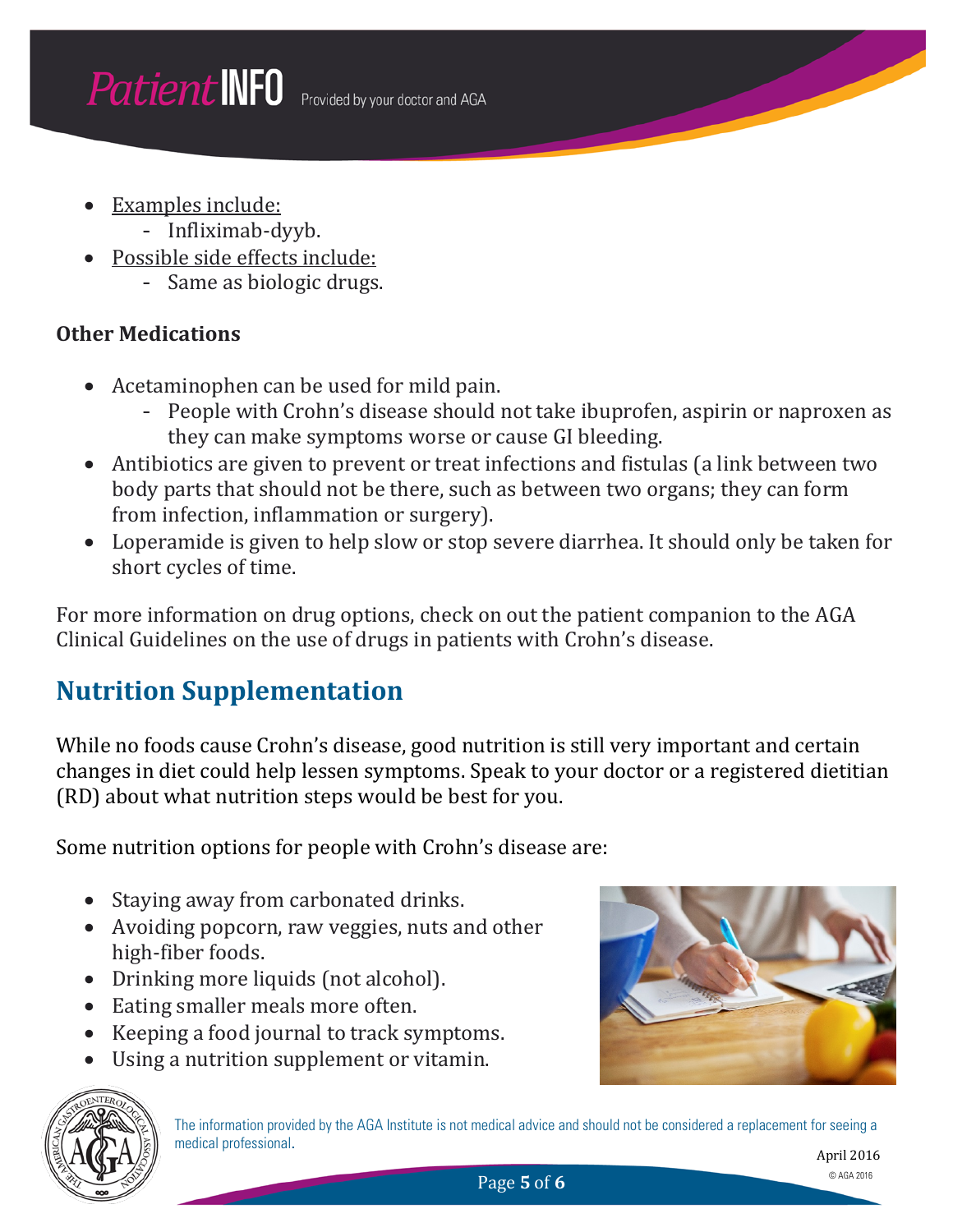- Examples include:
  - Infliximab-dyyb.
- Possible side effects include:
  - Same as biologic drugs.

**Other Medications**

- Acetaminophen can be used for mild pain.
  - People with Crohn's disease should not take ibuprofen, aspirin or naproxen as they can make symptoms worse or cause GI bleeding.
- Antibiotics are given to prevent or treat infections and fistulas (a link between two body parts that should not be there, such as between two organs; they can form from infection, inflammation or surgery).
- Loperamide is given to help slow or stop severe diarrhea. It should only be taken for short cycles of time.

For more information on drug options, check on out the patient companion to the AGA Clinical Guidelines on the use of drugs in patients with Crohn's disease.

## Nutrition Supplementation

While no foods cause Crohn's disease, good nutrition is still very important and certain changes in diet could help lessen symptoms. Speak to your doctor or a registered dietitian (RD) about what nutrition steps would be best for you.

Some nutrition options for people with Crohn's disease are:

- Staying away from carbonated drinks.
- Avoiding popcorn, raw veggies, nuts and other high-fiber foods.
- Drinking more liquids (not alcohol).
- Eating smaller meals more often.
- Keeping a food journal to track symptoms.
- Using a nutrition supplement or vitamin.

The information provided by the AGA Institute is not medical advice and should not be considered a replacement for seeing a medical professional.

April 2016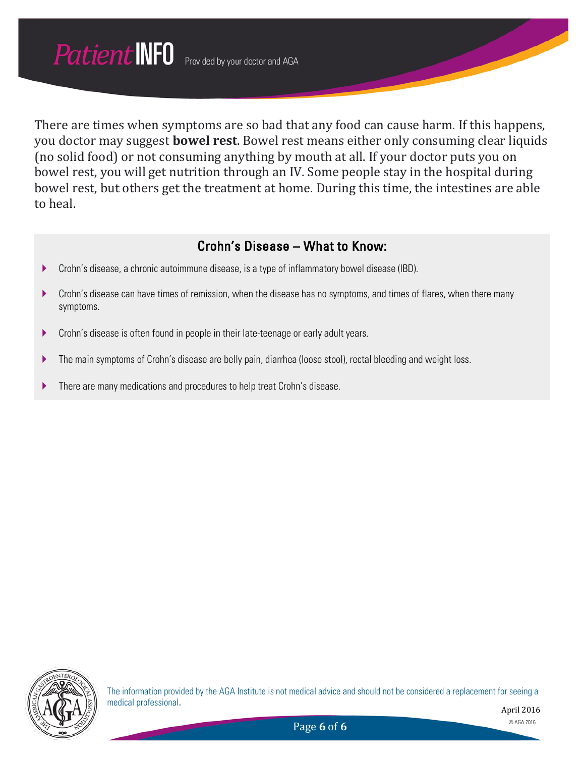There are times when symptoms are so bad that any food can cause harm. If this happens, you doctor may suggest **bowel rest**. Bowel rest means either only consuming clear liquids (no solid food) or not consuming anything by mouth at all. If your doctor puts you on bowel rest, you will get nutrition through an IV. Some people stay in the hospital during bowel rest, but others get the treatment at home. During this time, the intestines are able to heal.

## Crohn's Disease – What to Know:

- Crohn's disease, a chronic autoimmune disease, is a type of inflammatory bowel disease (IBD).
- Crohn's disease can have times of remission, when the disease has no symptoms, and times of flares, when there many symptoms.
- Crohn's disease is often found in people in their late-teenage or early adult years.
- The main symptoms of Crohn's disease are belly pain, diarrhea (loose stool), rectal bleeding and weight loss.
- There are many medications and procedures to help treat Crohn's disease.

The information provided by the AGA Institute is not medical advice and should not be considered a replacement for seeing a medical professional.

April 2016

© AGA 2016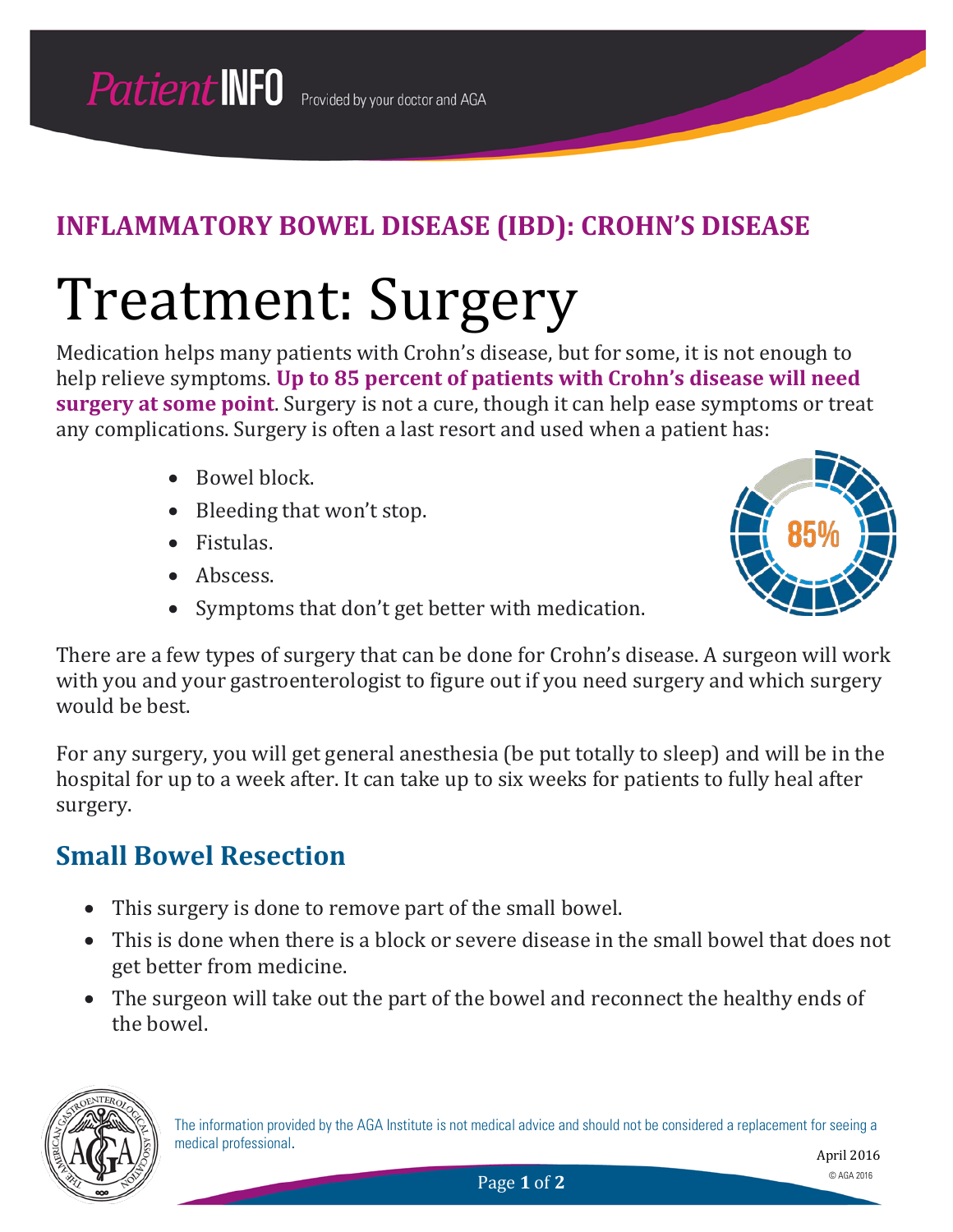## INFLAMMATORY BOWEL DISEASE (IBD): CROHN'S DISEASE

# Treatment: Surgery

Medication helps many patients with Crohn's disease, but for some, it is not enough to help relieve symptoms. **Up to 85 percent of patients with Crohn's disease will need surgery at some point**. Surgery is not a cure, though it can help ease symptoms or treat any complications. Surgery is often a last resort and used when a patient has:

- Bowel block.
- Bleeding that won't stop.
- Fistulas.
- Abscess.
- Symptoms that don't get better with medication.

85%

There are a few types of surgery that can be done for Crohn's disease. A surgeon will work with you and your gastroenterologist to figure out if you need surgery and which surgery would be best.

For any surgery, you will get general anesthesia (be put totally to sleep) and will be in the hospital for up to a week after. It can take up to six weeks for patients to fully heal after surgery.

## Small Bowel Resection

- This surgery is done to remove part of the small bowel.
- This is done when there is a block or severe disease in the small bowel that does not get better from medicine.
- The surgeon will take out the part of the bowel and reconnect the healthy ends of the bowel.

The information provided by the AGA Institute is not medical advice and should not be considered a replacement for seeing a medical professional.

April 2016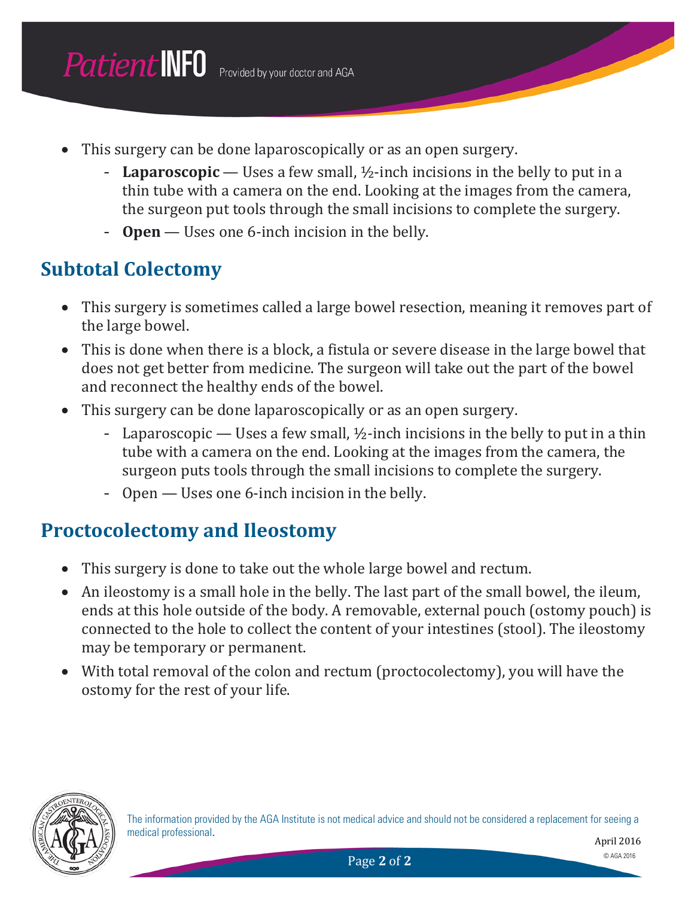- This surgery can be done laparoscopically or as an open surgery.
  - **Laparoscopic** — Uses a few small, ½-inch incisions in the belly to put in a thin tube with a camera on the end. Looking at the images from the camera, the surgeon put tools through the small incisions to complete the surgery.
  - **Open** — Uses one 6-inch incision in the belly.

## Subtotal Colectomy

- This surgery is sometimes called a large bowel resection, meaning it removes part of the large bowel.
- This is done when there is a block, a fistula or severe disease in the large bowel that does not get better from medicine. The surgeon will take out the part of the bowel and reconnect the healthy ends of the bowel.
- This surgery can be done laparoscopically or as an open surgery.
  - Laparoscopic — Uses a few small, ½-inch incisions in the belly to put in a thin tube with a camera on the end. Looking at the images from the camera, the surgeon puts tools through the small incisions to complete the surgery.
  - Open — Uses one 6-inch incision in the belly.

## Proctocolectomy and Ileostomy

- This surgery is done to take out the whole large bowel and rectum.
- An ileostomy is a small hole in the belly. The last part of the small bowel, the ileum, ends at this hole outside of the body. A removable, external pouch (ostomy pouch) is connected to the hole to collect the content of your intestines (stool). The ileostomy may be temporary or permanent.
- With total removal of the colon and rectum (proctocolectomy), you will have the ostomy for the rest of your life.

The information provided by the AGA Institute is not medical advice and should not be considered a replacement for seeing a medical professional.

April 2016

© AGA 2016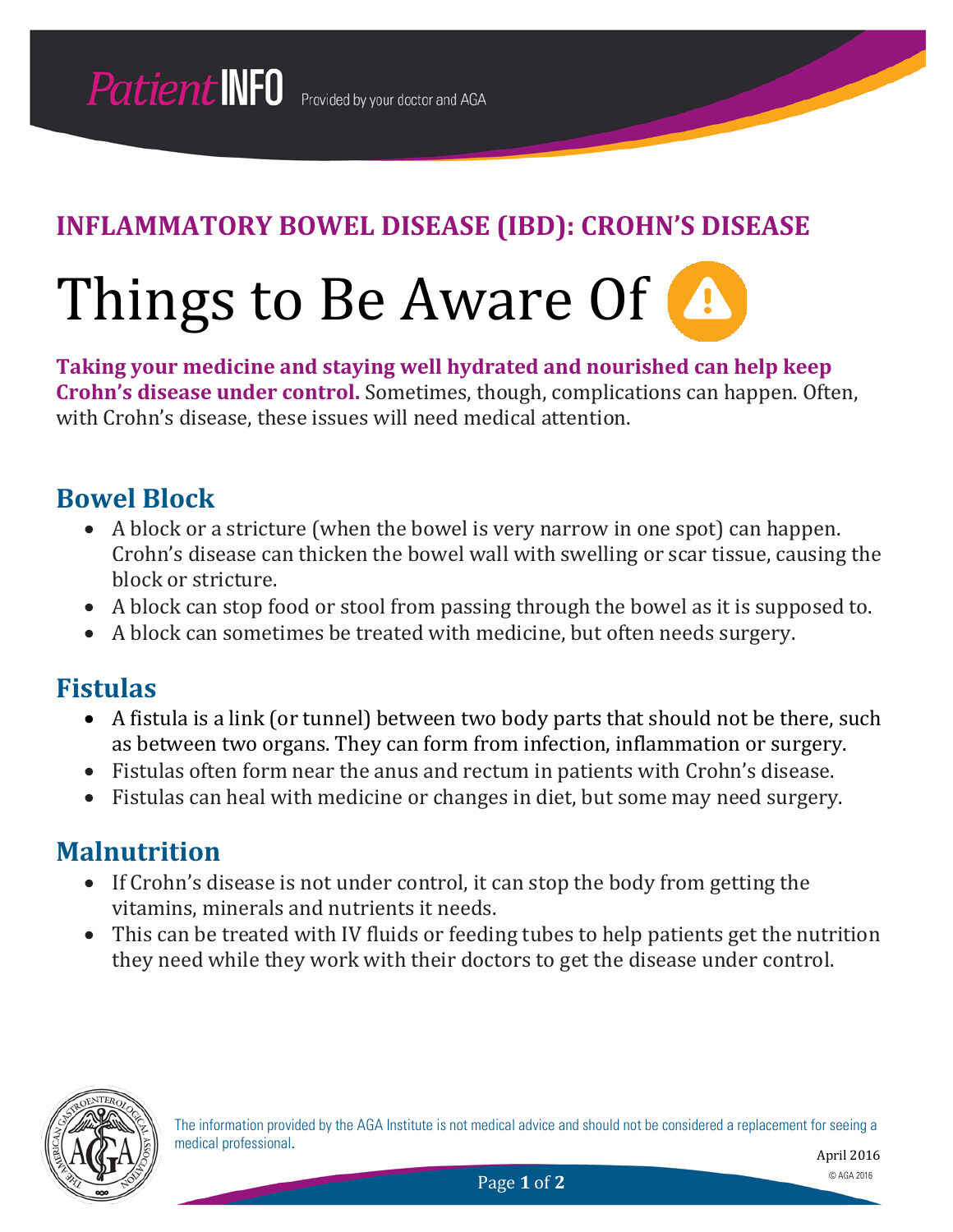## INFLAMMATORY BOWEL DISEASE (IBD): CROHN'S DISEASE

# Things to Be Aware Of

**Taking your medicine and staying well hydrated and nourished can help keep Crohn's disease under control.** Sometimes, though, complications can happen. Often, with Crohn's disease, these issues will need medical attention.

## Bowel Block

- A block or a stricture (when the bowel is very narrow in one spot) can happen. Crohn's disease can thicken the bowel wall with swelling or scar tissue, causing the block or stricture.
- A block can stop food or stool from passing through the bowel as it is supposed to.
- A block can sometimes be treated with medicine, but often needs surgery.

## Fistulas

- A fistula is a link (or tunnel) between two body parts that should not be there, such as between two organs. They can form from infection, inflammation or surgery.
- Fistulas often form near the anus and rectum in patients with Crohn's disease.
- Fistulas can heal with medicine or changes in diet, but some may need surgery.

## Malnutrition

- If Crohn's disease is not under control, it can stop the body from getting the vitamins, minerals and nutrients it needs.
- This can be treated with IV fluids or feeding tubes to help patients get the nutrition they need while they work with their doctors to get the disease under control.

The information provided by the AGA Institute is not medical advice and should not be considered a replacement for seeing a medical professional.

April 2016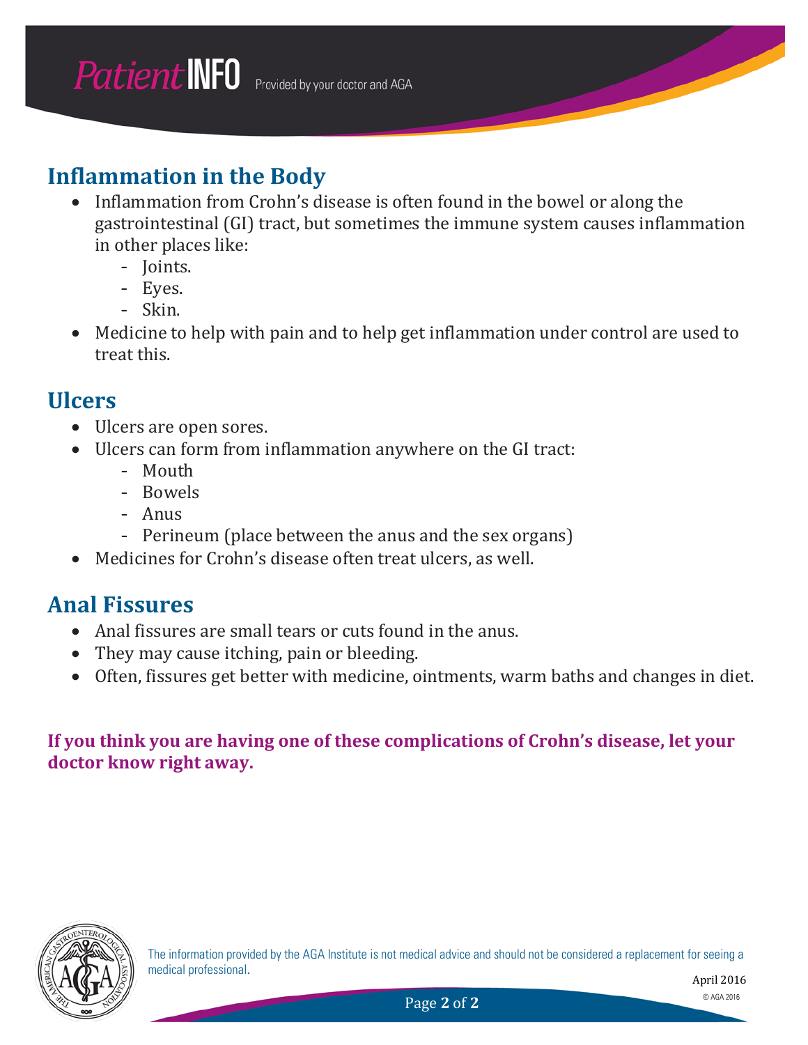## Inflammation in the Body

- Inflammation from Crohn's disease is often found in the bowel or along the gastrointestinal (GI) tract, but sometimes the immune system causes inflammation in other places like:
  - Joints.
  - Eyes.
  - Skin.
- Medicine to help with pain and to help get inflammation under control are used to treat this.

## Ulcers

- Ulcers are open sores.
- Ulcers can form from inflammation anywhere on the GI tract:
  - Mouth
  - Bowels
  - Anus
  - Perineum (place between the anus and the sex organs)
- Medicines for Crohn's disease often treat ulcers, as well.

## Anal Fissures

- Anal fissures are small tears or cuts found in the anus.
- They may cause itching, pain or bleeding.
- Often, fissures get better with medicine, ointments, warm baths and changes in diet.

**If you think you are having one of these complications of Crohn's disease, let your doctor know right away.**

The information provided by the AGA Institute is not medical advice and should not be considered a replacement for seeing a medical professional.

April 2016

© AGA 2016